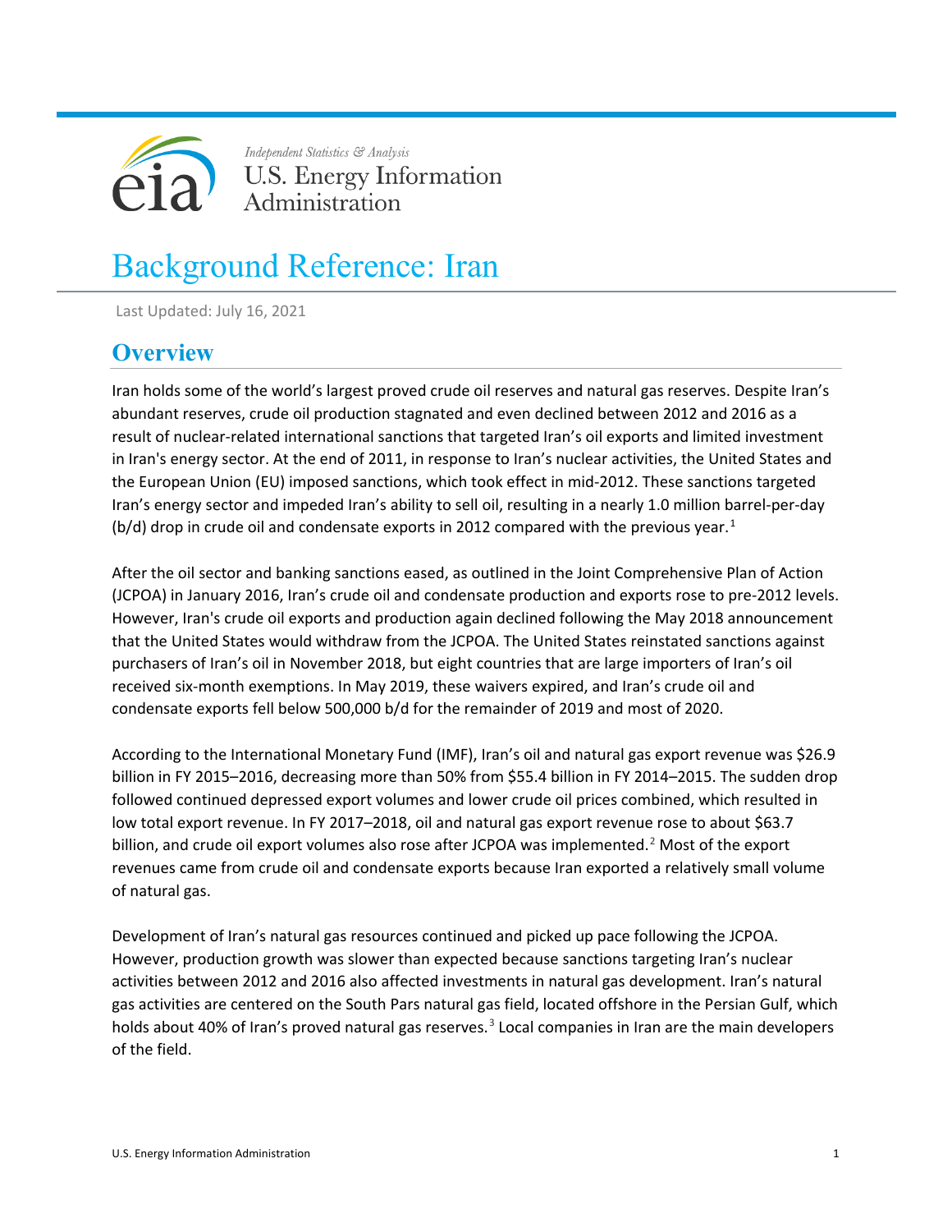Independent Statistics & Analysis

U.S. Energy Information Administration

# Background Reference: Iran

Last Updated: July 16, 2021

## Overview

Iran holds some of the world's largest proved crude oil reserves and natural gas reserves. Despite Iran's abundant reserves, crude oil production stagnated and even declined between 2012 and 2016 as a result of nuclear-related international sanctions that targeted Iran's oil exports and limited investment in Iran's energy sector. At the end of 2011, in response to Iran's nuclear activities, the United States and the European Union (EU) imposed sanctions, which took effect in mid-2012. These sanctions targeted Iran's energy sector and impeded Iran's ability to sell oil, resulting in a nearly 1.0 million barrel-per-day (b/d) drop in crude oil and condensate exports in 2012 compared with the previous year.[1]

After the oil sector and banking sanctions eased, as outlined in the Joint Comprehensive Plan of Action (JCPOA) in January 2016, Iran's crude oil and condensate production and exports rose to pre-2012 levels. However, Iran's crude oil exports and production again declined following the May 2018 announcement that the United States would withdraw from the JCPOA. The United States reinstated sanctions against purchasers of Iran's oil in November 2018, but eight countries that are large importers of Iran's oil received six-month exemptions. In May 2019, these waivers expired, and Iran's crude oil and condensate exports fell below 500,000 b/d for the remainder of 2019 and most of 2020.

According to the International Monetary Fund (IMF), Iran's oil and natural gas export revenue was $26.9 billion in FY 2015–2016, decreasing more than 50% from $55.4 billion in FY 2014–2015. The sudden drop followed continued depressed export volumes and lower crude oil prices combined, which resulted in low total export revenue. In FY 2017–2018, oil and natural gas export revenue rose to about $63.7 billion, and crude oil export volumes also rose after JCPOA was implemented.[2] Most of the export revenues came from crude oil and condensate exports because Iran exported a relatively small volume of natural gas.

Development of Iran's natural gas resources continued and picked up pace following the JCPOA. However, production growth was slower than expected because sanctions targeting Iran's nuclear activities between 2012 and 2016 also affected investments in natural gas development. Iran's natural gas activities are centered on the South Pars natural gas field, located offshore in the Persian Gulf, which holds about 40% of Iran's proved natural gas reserves.[3] Local companies in Iran are the main developers of the field.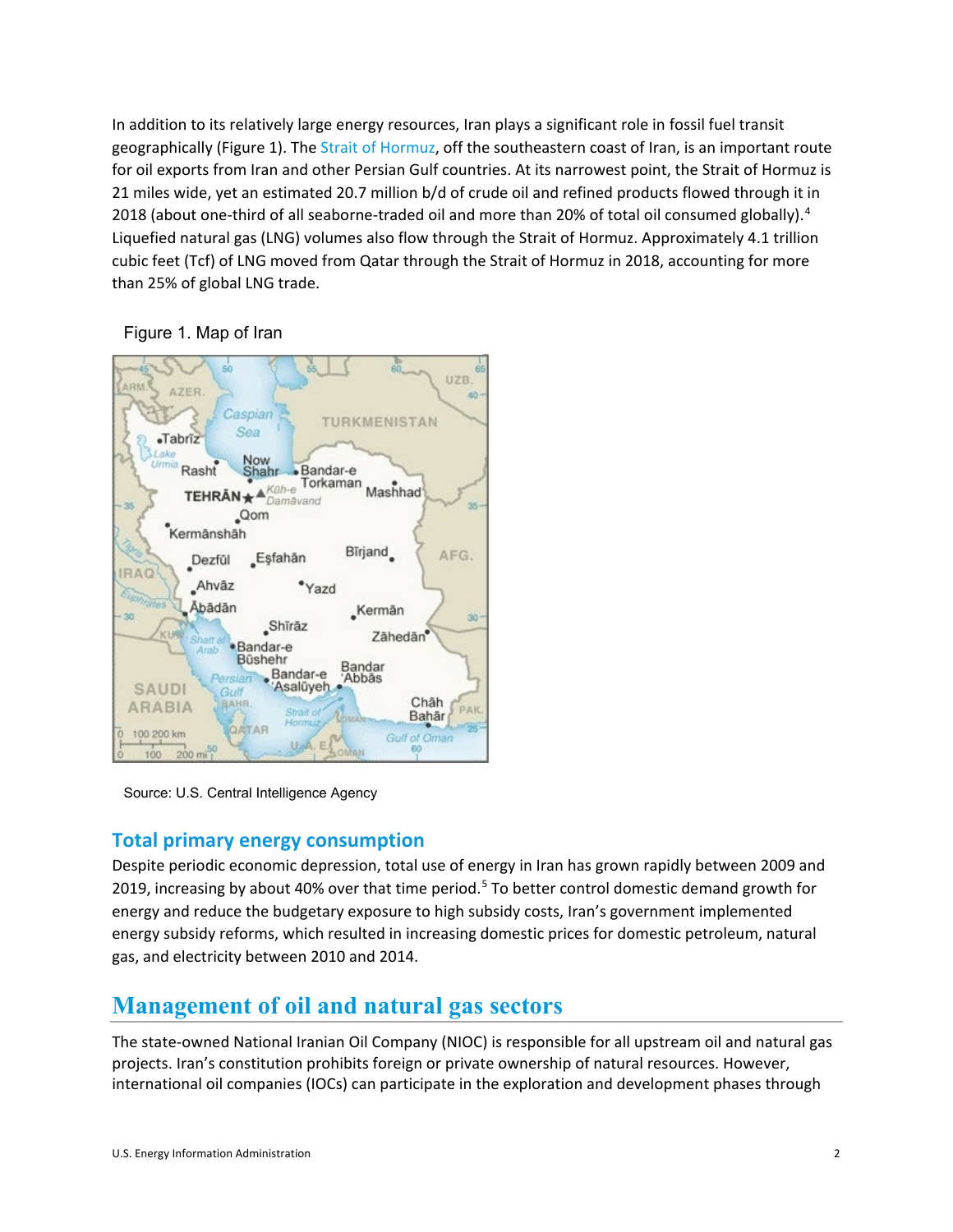In addition to its relatively large energy resources, Iran plays a significant role in fossil fuel transit geographically (Figure 1). The Strait of Hormuz, off the southeastern coast of Iran, is an important route for oil exports from Iran and other Persian Gulf countries. At its narrowest point, the Strait of Hormuz is 21 miles wide, yet an estimated 20.7 million b/d of crude oil and refined products flowed through it in 2018 (about one-third of all seaborne-traded oil and more than 20% of total oil consumed globally).[4] Liquefied natural gas (LNG) volumes also flow through the Strait of Hormuz. Approximately 4.1 trillion cubic feet (Tcf) of LNG moved from Qatar through the Strait of Hormuz in 2018, accounting for more than 25% of global LNG trade.

Figure 1. Map of Iran

Source: U.S. Central Intelligence Agency

## Total primary energy consumption

Despite periodic economic depression, total use of energy in Iran has grown rapidly between 2009 and 2019, increasing by about 40% over that time period.[5] To better control domestic demand growth for energy and reduce the budgetary exposure to high subsidy costs, Iran's government implemented energy subsidy reforms, which resulted in increasing domestic prices for domestic petroleum, natural gas, and electricity between 2010 and 2014.

# Management of oil and natural gas sectors

The state-owned National Iranian Oil Company (NIOC) is responsible for all upstream oil and natural gas projects. Iran's constitution prohibits foreign or private ownership of natural resources. However, international oil companies (IOCs) can participate in the exploration and development phases through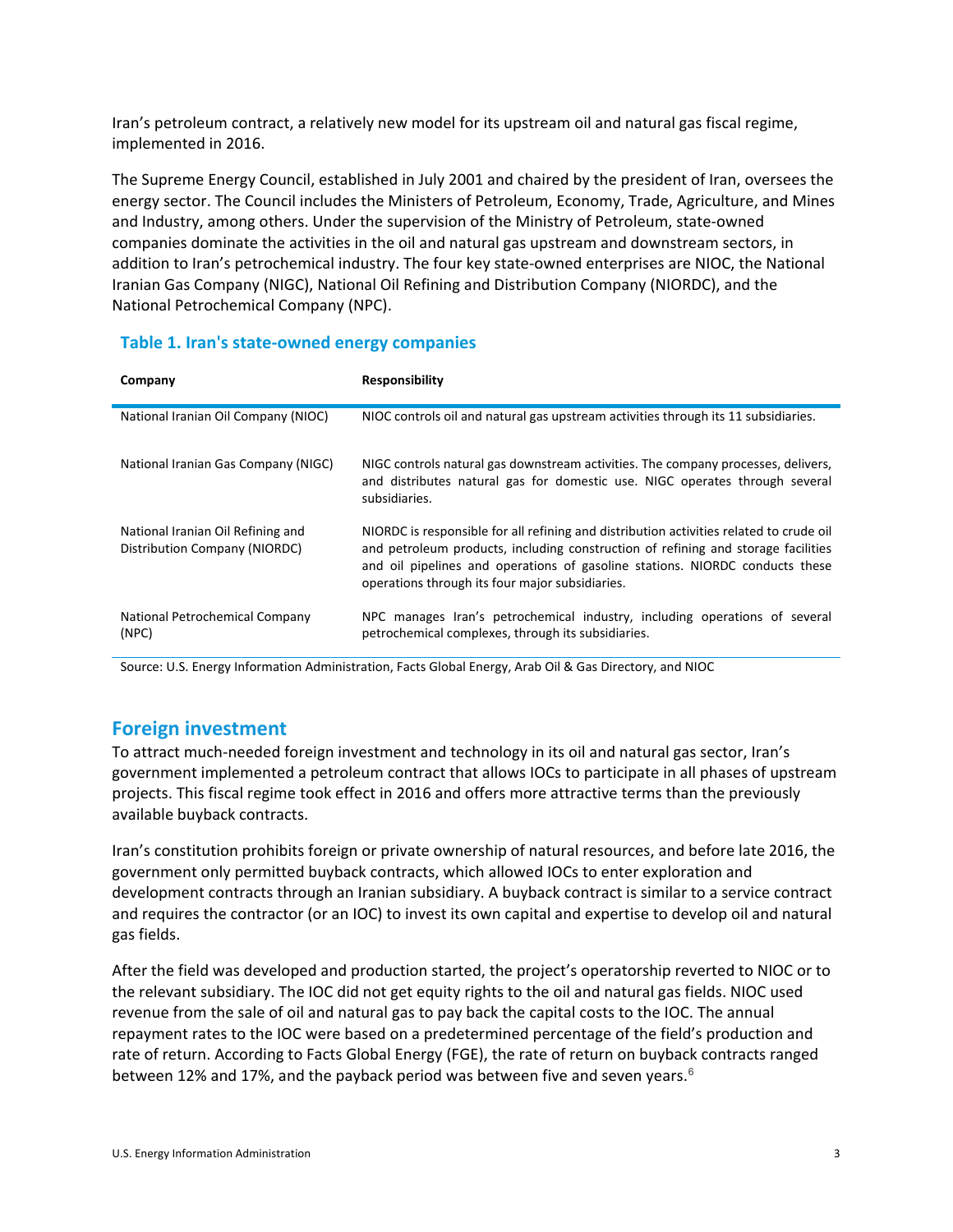Iran's petroleum contract, a relatively new model for its upstream oil and natural gas fiscal regime, implemented in 2016.

The Supreme Energy Council, established in July 2001 and chaired by the president of Iran, oversees the energy sector. The Council includes the Ministers of Petroleum, Economy, Trade, Agriculture, and Mines and Industry, among others. Under the supervision of the Ministry of Petroleum, state-owned companies dominate the activities in the oil and natural gas upstream and downstream sectors, in addition to Iran's petrochemical industry. The four key state-owned enterprises are NIOC, the National Iranian Gas Company (NIGC), National Oil Refining and Distribution Company (NIORDC), and the National Petrochemical Company (NPC).

### Table 1. Iran's state-owned energy companies

| Company | Responsibility |
| --- | --- |
| National Iranian Oil Company (NIOC) | NIOC controls oil and natural gas upstream activities through its 11 subsidiaries. |
| National Iranian Gas Company (NIGC) | NIGC controls natural gas downstream activities. The company processes, delivers, and distributes natural gas for domestic use. NIGC operates through several subsidiaries. |
| National Iranian Oil Refining and Distribution Company (NIORDC) | NIORDC is responsible for all refining and distribution activities related to crude oil and petroleum products, including construction of refining and storage facilities and oil pipelines and operations of gasoline stations. NIORDC conducts these operations through its four major subsidiaries. |
| National Petrochemical Company (NPC) | NPC manages Iran's petrochemical industry, including operations of several petrochemical complexes, through its subsidiaries. |

Source: U.S. Energy Information Administration, Facts Global Energy, Arab Oil & Gas Directory, and NIOC

## Foreign investment

To attract much-needed foreign investment and technology in its oil and natural gas sector, Iran's government implemented a petroleum contract that allows IOCs to participate in all phases of upstream projects. This fiscal regime took effect in 2016 and offers more attractive terms than the previously available buyback contracts.

Iran's constitution prohibits foreign or private ownership of natural resources, and before late 2016, the government only permitted buyback contracts, which allowed IOCs to enter exploration and development contracts through an Iranian subsidiary. A buyback contract is similar to a service contract and requires the contractor (or an IOC) to invest its own capital and expertise to develop oil and natural gas fields.

After the field was developed and production started, the project's operatorship reverted to NIOC or to the relevant subsidiary. The IOC did not get equity rights to the oil and natural gas fields. NIOC used revenue from the sale of oil and natural gas to pay back the capital costs to the IOC. The annual repayment rates to the IOC were based on a predetermined percentage of the field's production and rate of return. According to Facts Global Energy (FGE), the rate of return on buyback contracts ranged between 12% and 17%, and the payback period was between five and seven years.[6]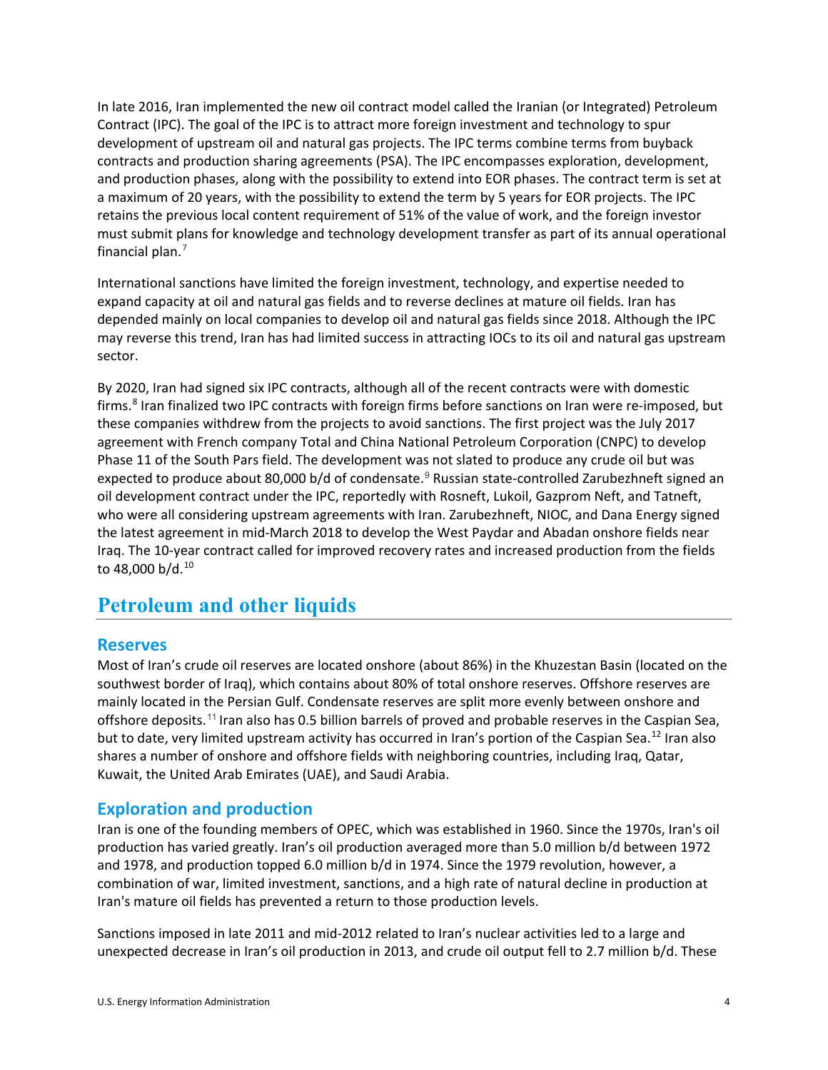In late 2016, Iran implemented the new oil contract model called the Iranian (or Integrated) Petroleum Contract (IPC). The goal of the IPC is to attract more foreign investment and technology to spur development of upstream oil and natural gas projects. The IPC terms combine terms from buyback contracts and production sharing agreements (PSA). The IPC encompasses exploration, development, and production phases, along with the possibility to extend into EOR phases. The contract term is set at a maximum of 20 years, with the possibility to extend the term by 5 years for EOR projects. The IPC retains the previous local content requirement of 51% of the value of work, and the foreign investor must submit plans for knowledge and technology development transfer as part of its annual operational financial plan.[7]

International sanctions have limited the foreign investment, technology, and expertise needed to expand capacity at oil and natural gas fields and to reverse declines at mature oil fields. Iran has depended mainly on local companies to develop oil and natural gas fields since 2018. Although the IPC may reverse this trend, Iran has had limited success in attracting IOCs to its oil and natural gas upstream sector.

By 2020, Iran had signed six IPC contracts, although all of the recent contracts were with domestic firms.[8] Iran finalized two IPC contracts with foreign firms before sanctions on Iran were re-imposed, but these companies withdrew from the projects to avoid sanctions. The first project was the July 2017 agreement with French company Total and China National Petroleum Corporation (CNPC) to develop Phase 11 of the South Pars field. The development was not slated to produce any crude oil but was expected to produce about 80,000 b/d of condensate.[9] Russian state-controlled Zarubezhneft signed an oil development contract under the IPC, reportedly with Rosneft, Lukoil, Gazprom Neft, and Tatneft, who were all considering upstream agreements with Iran. Zarubezhneft, NIOC, and Dana Energy signed the latest agreement in mid-March 2018 to develop the West Paydar and Abadan onshore fields near Iraq. The 10-year contract called for improved recovery rates and increased production from the fields to 48,000 b/d.[10]

# Petroleum and other liquids

## Reserves

Most of Iran's crude oil reserves are located onshore (about 86%) in the Khuzestan Basin (located on the southwest border of Iraq), which contains about 80% of total onshore reserves. Offshore reserves are mainly located in the Persian Gulf. Condensate reserves are split more evenly between onshore and offshore deposits.[11] Iran also has 0.5 billion barrels of proved and probable reserves in the Caspian Sea, but to date, very limited upstream activity has occurred in Iran's portion of the Caspian Sea.[12] Iran also shares a number of onshore and offshore fields with neighboring countries, including Iraq, Qatar, Kuwait, the United Arab Emirates (UAE), and Saudi Arabia.

## Exploration and production

Iran is one of the founding members of OPEC, which was established in 1960. Since the 1970s, Iran's oil production has varied greatly. Iran's oil production averaged more than 5.0 million b/d between 1972 and 1978, and production topped 6.0 million b/d in 1974. Since the 1979 revolution, however, a combination of war, limited investment, sanctions, and a high rate of natural decline in production at Iran's mature oil fields has prevented a return to those production levels.

Sanctions imposed in late 2011 and mid-2012 related to Iran's nuclear activities led to a large and unexpected decrease in Iran's oil production in 2013, and crude oil output fell to 2.7 million b/d. These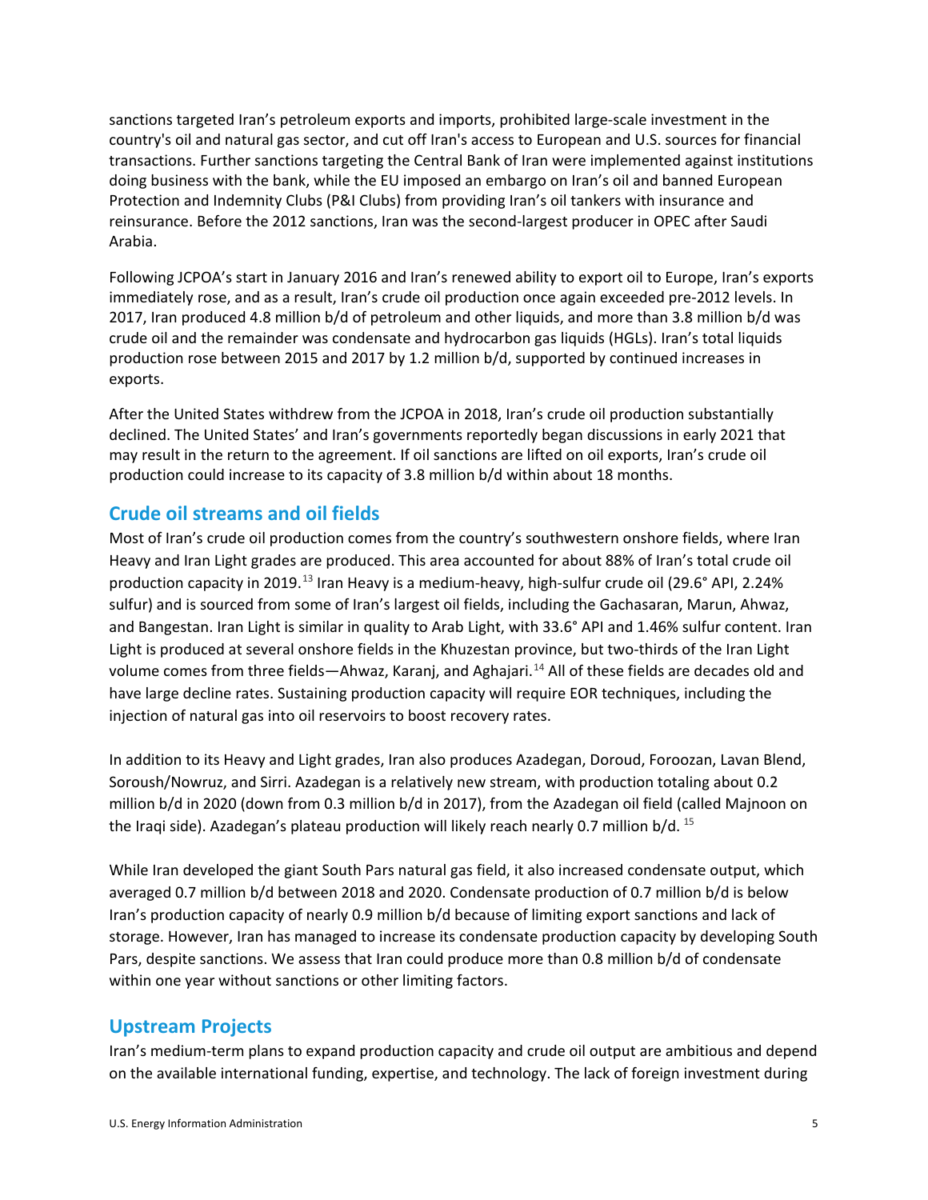sanctions targeted Iran's petroleum exports and imports, prohibited large-scale investment in the country's oil and natural gas sector, and cut off Iran's access to European and U.S. sources for financial transactions. Further sanctions targeting the Central Bank of Iran were implemented against institutions doing business with the bank, while the EU imposed an embargo on Iran's oil and banned European Protection and Indemnity Clubs (P&I Clubs) from providing Iran's oil tankers with insurance and reinsurance. Before the 2012 sanctions, Iran was the second-largest producer in OPEC after Saudi Arabia.

Following JCPOA's start in January 2016 and Iran's renewed ability to export oil to Europe, Iran's exports immediately rose, and as a result, Iran's crude oil production once again exceeded pre-2012 levels. In 2017, Iran produced 4.8 million b/d of petroleum and other liquids, and more than 3.8 million b/d was crude oil and the remainder was condensate and hydrocarbon gas liquids (HGLs). Iran's total liquids production rose between 2015 and 2017 by 1.2 million b/d, supported by continued increases in exports.

After the United States withdrew from the JCPOA in 2018, Iran's crude oil production substantially declined. The United States' and Iran's governments reportedly began discussions in early 2021 that may result in the return to the agreement. If oil sanctions are lifted on oil exports, Iran's crude oil production could increase to its capacity of 3.8 million b/d within about 18 months.

## Crude oil streams and oil fields

Most of Iran's crude oil production comes from the country's southwestern onshore fields, where Iran Heavy and Iran Light grades are produced. This area accounted for about 88% of Iran's total crude oil production capacity in 2019.[13] Iran Heavy is a medium-heavy, high-sulfur crude oil (29.6° API, 2.24% sulfur) and is sourced from some of Iran's largest oil fields, including the Gachasaran, Marun, Ahwaz, and Bangestan. Iran Light is similar in quality to Arab Light, with 33.6° API and 1.46% sulfur content. Iran Light is produced at several onshore fields in the Khuzestan province, but two-thirds of the Iran Light volume comes from three fields—Ahwaz, Karanj, and Aghajari.[14] All of these fields are decades old and have large decline rates. Sustaining production capacity will require EOR techniques, including the injection of natural gas into oil reservoirs to boost recovery rates.

In addition to its Heavy and Light grades, Iran also produces Azadegan, Doroud, Foroozan, Lavan Blend, Soroush/Nowruz, and Sirri. Azadegan is a relatively new stream, with production totaling about 0.2 million b/d in 2020 (down from 0.3 million b/d in 2017), from the Azadegan oil field (called Majnoon on the Iraqi side). Azadegan's plateau production will likely reach nearly 0.7 million b/d.[15]

While Iran developed the giant South Pars natural gas field, it also increased condensate output, which averaged 0.7 million b/d between 2018 and 2020. Condensate production of 0.7 million b/d is below Iran's production capacity of nearly 0.9 million b/d because of limiting export sanctions and lack of storage. However, Iran has managed to increase its condensate production capacity by developing South Pars, despite sanctions. We assess that Iran could produce more than 0.8 million b/d of condensate within one year without sanctions or other limiting factors.

## Upstream Projects

Iran's medium-term plans to expand production capacity and crude oil output are ambitious and depend on the available international funding, expertise, and technology. The lack of foreign investment during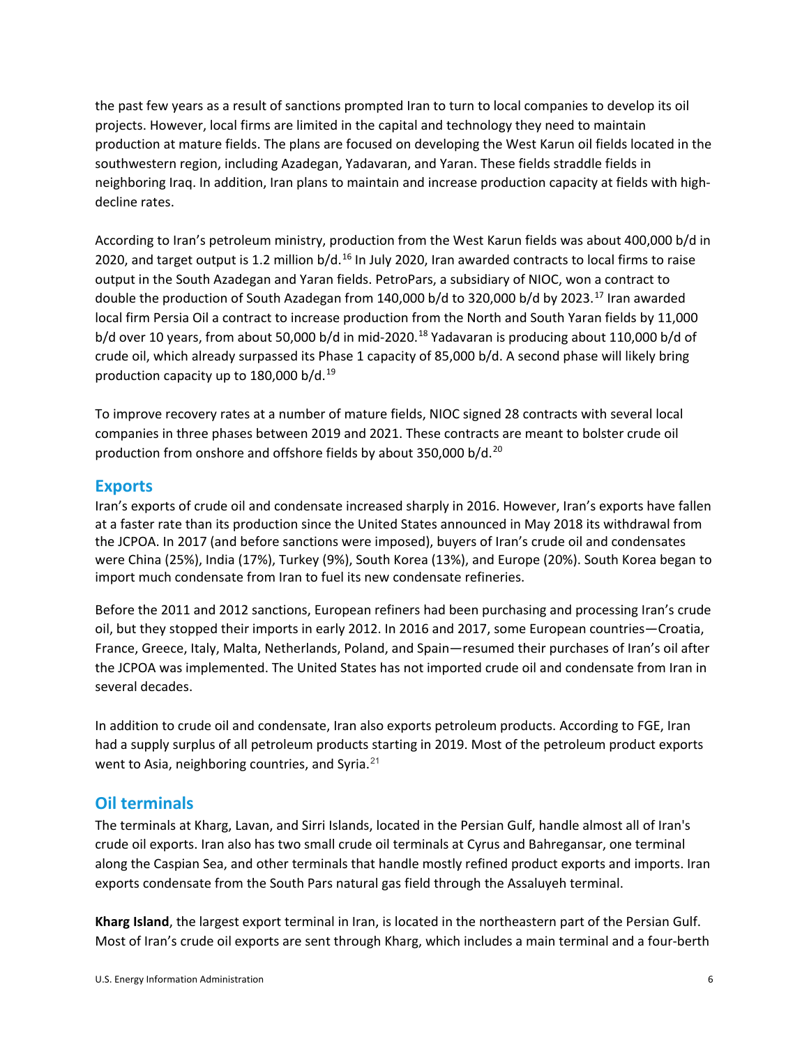the past few years as a result of sanctions prompted Iran to turn to local companies to develop its oil projects. However, local firms are limited in the capital and technology they need to maintain production at mature fields. The plans are focused on developing the West Karun oil fields located in the southwestern region, including Azadegan, Yadavaran, and Yaran. These fields straddle fields in neighboring Iraq. In addition, Iran plans to maintain and increase production capacity at fields with high-decline rates.

According to Iran's petroleum ministry, production from the West Karun fields was about 400,000 b/d in 2020, and target output is 1.2 million b/d.[16] In July 2020, Iran awarded contracts to local firms to raise output in the South Azadegan and Yaran fields. PetroPars, a subsidiary of NIOC, won a contract to double the production of South Azadegan from 140,000 b/d to 320,000 b/d by 2023.[17] Iran awarded local firm Persia Oil a contract to increase production from the North and South Yaran fields by 11,000 b/d over 10 years, from about 50,000 b/d in mid-2020.[18] Yadavaran is producing about 110,000 b/d of crude oil, which already surpassed its Phase 1 capacity of 85,000 b/d. A second phase will likely bring production capacity up to 180,000 b/d.[19]

To improve recovery rates at a number of mature fields, NIOC signed 28 contracts with several local companies in three phases between 2019 and 2021. These contracts are meant to bolster crude oil production from onshore and offshore fields by about 350,000 b/d.[20]

## Exports

Iran's exports of crude oil and condensate increased sharply in 2016. However, Iran's exports have fallen at a faster rate than its production since the United States announced in May 2018 its withdrawal from the JCPOA. In 2017 (and before sanctions were imposed), buyers of Iran's crude oil and condensates were China (25%), India (17%), Turkey (9%), South Korea (13%), and Europe (20%). South Korea began to import much condensate from Iran to fuel its new condensate refineries.

Before the 2011 and 2012 sanctions, European refiners had been purchasing and processing Iran's crude oil, but they stopped their imports in early 2012. In 2016 and 2017, some European countries—Croatia, France, Greece, Italy, Malta, Netherlands, Poland, and Spain—resumed their purchases of Iran's oil after the JCPOA was implemented. The United States has not imported crude oil and condensate from Iran in several decades.

In addition to crude oil and condensate, Iran also exports petroleum products. According to FGE, Iran had a supply surplus of all petroleum products starting in 2019. Most of the petroleum product exports went to Asia, neighboring countries, and Syria.[21]

## Oil terminals

The terminals at Kharg, Lavan, and Sirri Islands, located in the Persian Gulf, handle almost all of Iran's crude oil exports. Iran also has two small crude oil terminals at Cyrus and Bahregansar, one terminal along the Caspian Sea, and other terminals that handle mostly refined product exports and imports. Iran exports condensate from the South Pars natural gas field through the Assaluyeh terminal.

**Kharg Island**, the largest export terminal in Iran, is located in the northeastern part of the Persian Gulf. Most of Iran's crude oil exports are sent through Kharg, which includes a main terminal and a four-berth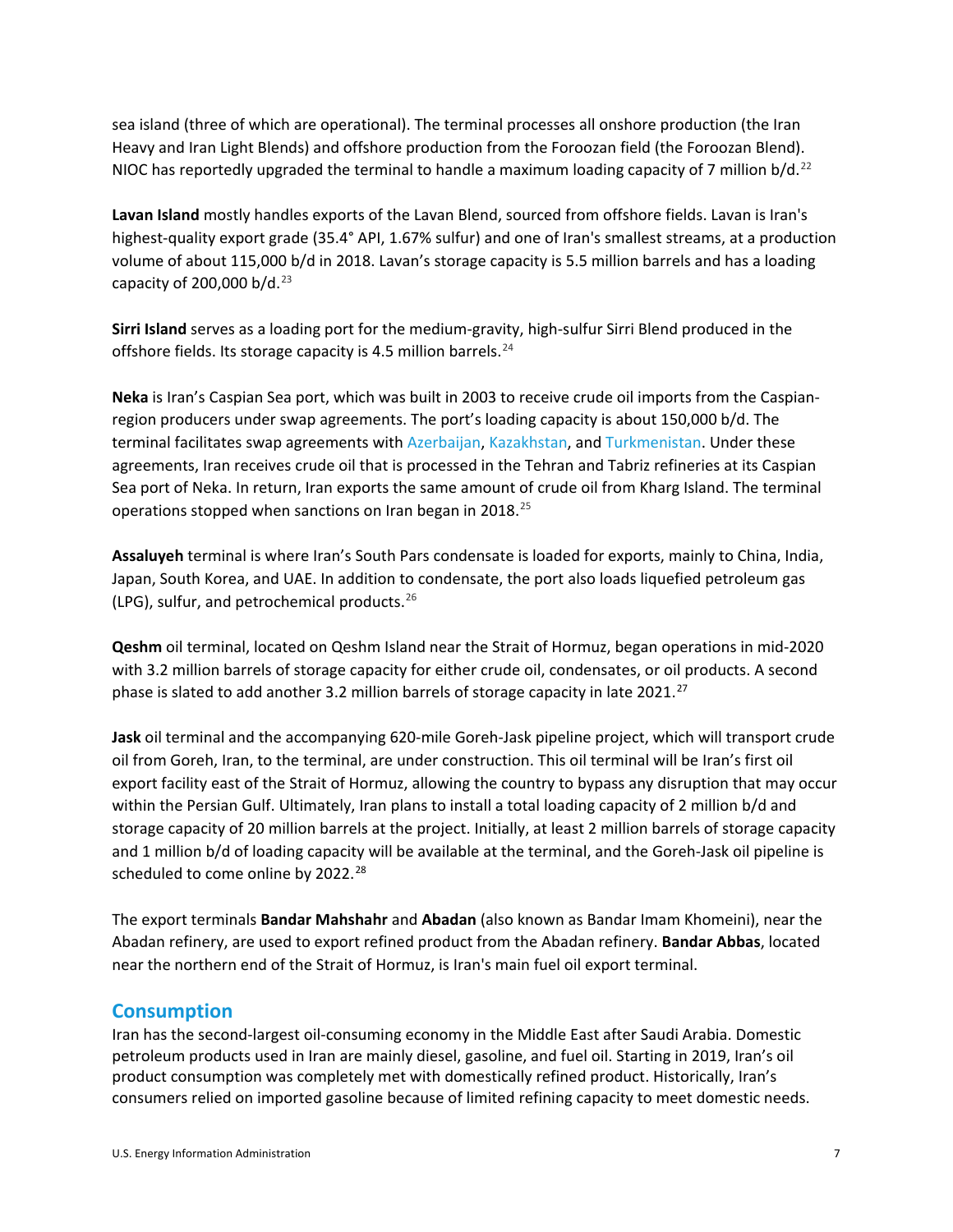sea island (three of which are operational). The terminal processes all onshore production (the Iran Heavy and Iran Light Blends) and offshore production from the Foroozan field (the Foroozan Blend). NIOC has reportedly upgraded the terminal to handle a maximum loading capacity of 7 million b/d.[22]

**Lavan Island** mostly handles exports of the Lavan Blend, sourced from offshore fields. Lavan is Iran's highest-quality export grade (35.4° API, 1.67% sulfur) and one of Iran's smallest streams, at a production volume of about 115,000 b/d in 2018. Lavan's storage capacity is 5.5 million barrels and has a loading capacity of 200,000 b/d.[23]

**Sirri Island** serves as a loading port for the medium-gravity, high-sulfur Sirri Blend produced in the offshore fields. Its storage capacity is 4.5 million barrels.[24]

**Neka** is Iran's Caspian Sea port, which was built in 2003 to receive crude oil imports from the Caspian-region producers under swap agreements. The port's loading capacity is about 150,000 b/d. The terminal facilitates swap agreements with Azerbaijan, Kazakhstan, and Turkmenistan. Under these agreements, Iran receives crude oil that is processed in the Tehran and Tabriz refineries at its Caspian Sea port of Neka. In return, Iran exports the same amount of crude oil from Kharg Island. The terminal operations stopped when sanctions on Iran began in 2018.[25]

**Assaluyeh** terminal is where Iran's South Pars condensate is loaded for exports, mainly to China, India, Japan, South Korea, and UAE. In addition to condensate, the port also loads liquefied petroleum gas (LPG), sulfur, and petrochemical products.[26]

**Qeshm** oil terminal, located on Qeshm Island near the Strait of Hormuz, began operations in mid-2020 with 3.2 million barrels of storage capacity for either crude oil, condensates, or oil products. A second phase is slated to add another 3.2 million barrels of storage capacity in late 2021.[27]

**Jask** oil terminal and the accompanying 620-mile Goreh-Jask pipeline project, which will transport crude oil from Goreh, Iran, to the terminal, are under construction. This oil terminal will be Iran's first oil export facility east of the Strait of Hormuz, allowing the country to bypass any disruption that may occur within the Persian Gulf. Ultimately, Iran plans to install a total loading capacity of 2 million b/d and storage capacity of 20 million barrels at the project. Initially, at least 2 million barrels of storage capacity and 1 million b/d of loading capacity will be available at the terminal, and the Goreh-Jask oil pipeline is scheduled to come online by 2022.[28]

The export terminals **Bandar Mahshahr** and **Abadan** (also known as Bandar Imam Khomeini), near the Abadan refinery, are used to export refined product from the Abadan refinery. **Bandar Abbas**, located near the northern end of the Strait of Hormuz, is Iran's main fuel oil export terminal.

## Consumption

Iran has the second-largest oil-consuming economy in the Middle East after Saudi Arabia. Domestic petroleum products used in Iran are mainly diesel, gasoline, and fuel oil. Starting in 2019, Iran's oil product consumption was completely met with domestically refined product. Historically, Iran's consumers relied on imported gasoline because of limited refining capacity to meet domestic needs.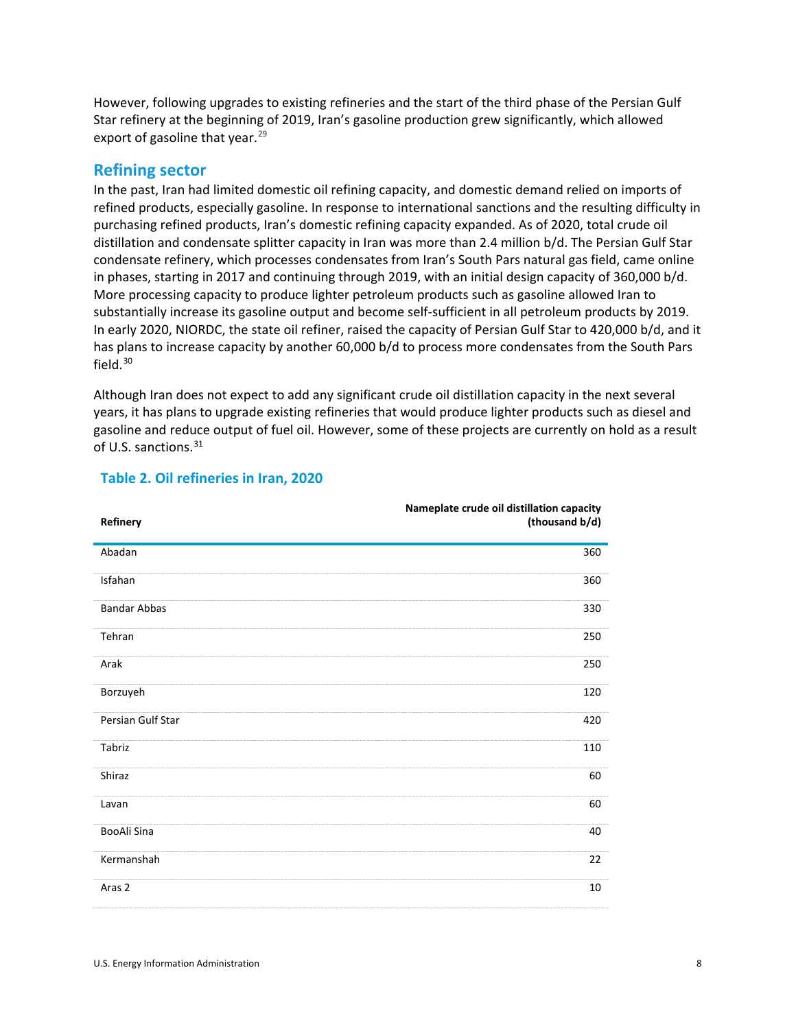However, following upgrades to existing refineries and the start of the third phase of the Persian Gulf Star refinery at the beginning of 2019, Iran's gasoline production grew significantly, which allowed export of gasoline that year.[29]

## Refining sector

In the past, Iran had limited domestic oil refining capacity, and domestic demand relied on imports of refined products, especially gasoline. In response to international sanctions and the resulting difficulty in purchasing refined products, Iran's domestic refining capacity expanded. As of 2020, total crude oil distillation and condensate splitter capacity in Iran was more than 2.4 million b/d. The Persian Gulf Star condensate refinery, which processes condensates from Iran's South Pars natural gas field, came online in phases, starting in 2017 and continuing through 2019, with an initial design capacity of 360,000 b/d. More processing capacity to produce lighter petroleum products such as gasoline allowed Iran to substantially increase its gasoline output and become self-sufficient in all petroleum products by 2019. In early 2020, NIORDC, the state oil refiner, raised the capacity of Persian Gulf Star to 420,000 b/d, and it has plans to increase capacity by another 60,000 b/d to process more condensates from the South Pars field.[30]

Although Iran does not expect to add any significant crude oil distillation capacity in the next several years, it has plans to upgrade existing refineries that would produce lighter products such as diesel and gasoline and reduce output of fuel oil. However, some of these projects are currently on hold as a result of U.S. sanctions.[31]

### Table 2. Oil refineries in Iran, 2020

| Refinery | Nameplate crude oil distillation capacity (thousand b/d) |
|---|---|
| Abadan | 360 |
| Isfahan | 360 |
| Bandar Abbas | 330 |
| Tehran | 250 |
| Arak | 250 |
| Borzuyeh | 120 |
| Persian Gulf Star | 420 |
| Tabriz | 110 |
| Shiraz | 60 |
| Lavan | 60 |
| BooAli Sina | 40 |
| Kermanshah | 22 |
| Aras 2 | 10 |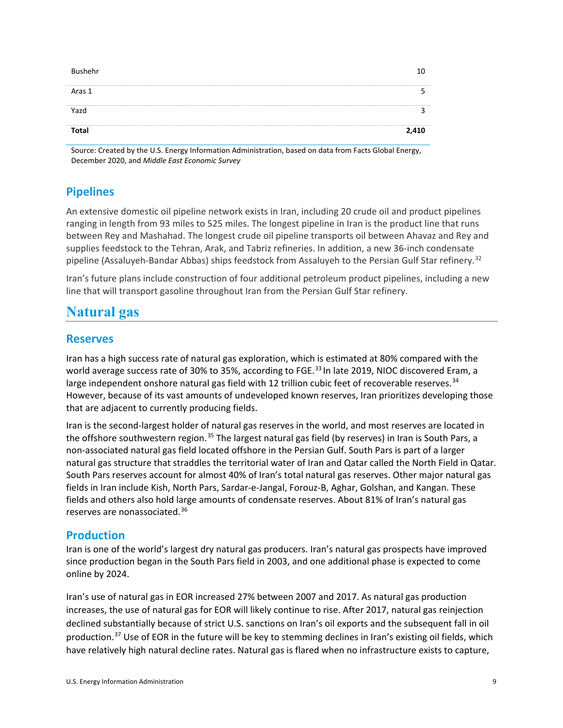| | |
|---|---|
| Bushehr | 10 |
| Aras 1 | 5 |
| Yazd | 3 |
| **Total** | **2,410** |

Source: Created by the U.S. Energy Information Administration, based on data from Facts Global Energy, December 2020, and *Middle East Economic Survey*

## Pipelines

An extensive domestic oil pipeline network exists in Iran, including 20 crude oil and product pipelines ranging in length from 93 miles to 525 miles. The longest pipeline in Iran is the product line that runs between Rey and Mashahad. The longest crude oil pipeline transports oil between Ahavaz and Rey and supplies feedstock to the Tehran, Arak, and Tabriz refineries. In addition, a new 36-inch condensate pipeline (Assaluyeh-Bandar Abbas) ships feedstock from Assaluyeh to the Persian Gulf Star refinery.[32]

Iran's future plans include construction of four additional petroleum product pipelines, including a new line that will transport gasoline throughout Iran from the Persian Gulf Star refinery.

# Natural gas

## Reserves

Iran has a high success rate of natural gas exploration, which is estimated at 80% compared with the world average success rate of 30% to 35%, according to FGE.[33] In late 2019, NIOC discovered Eram, a large independent onshore natural gas field with 12 trillion cubic feet of recoverable reserves.[34] However, because of its vast amounts of undeveloped known reserves, Iran prioritizes developing those that are adjacent to currently producing fields.

Iran is the second-largest holder of natural gas reserves in the world, and most reserves are located in the offshore southwestern region.[35] The largest natural gas field (by reserves) in Iran is South Pars, a non-associated natural gas field located offshore in the Persian Gulf. South Pars is part of a larger natural gas structure that straddles the territorial water of Iran and Qatar called the North Field in Qatar. South Pars reserves account for almost 40% of Iran's total natural gas reserves. Other major natural gas fields in Iran include Kish, North Pars, Sardar-e-Jangal, Forouz-B, Aghar, Golshan, and Kangan. These fields and others also hold large amounts of condensate reserves. About 81% of Iran's natural gas reserves are nonassociated.[36]

## Production

Iran is one of the world's largest dry natural gas producers. Iran's natural gas prospects have improved since production began in the South Pars field in 2003, and one additional phase is expected to come online by 2024.

Iran's use of natural gas in EOR increased 27% between 2007 and 2017. As natural gas production increases, the use of natural gas for EOR will likely continue to rise. After 2017, natural gas reinjection declined substantially because of strict U.S. sanctions on Iran's oil exports and the subsequent fall in oil production.[37] Use of EOR in the future will be key to stemming declines in Iran's existing oil fields, which have relatively high natural decline rates. Natural gas is flared when no infrastructure exists to capture,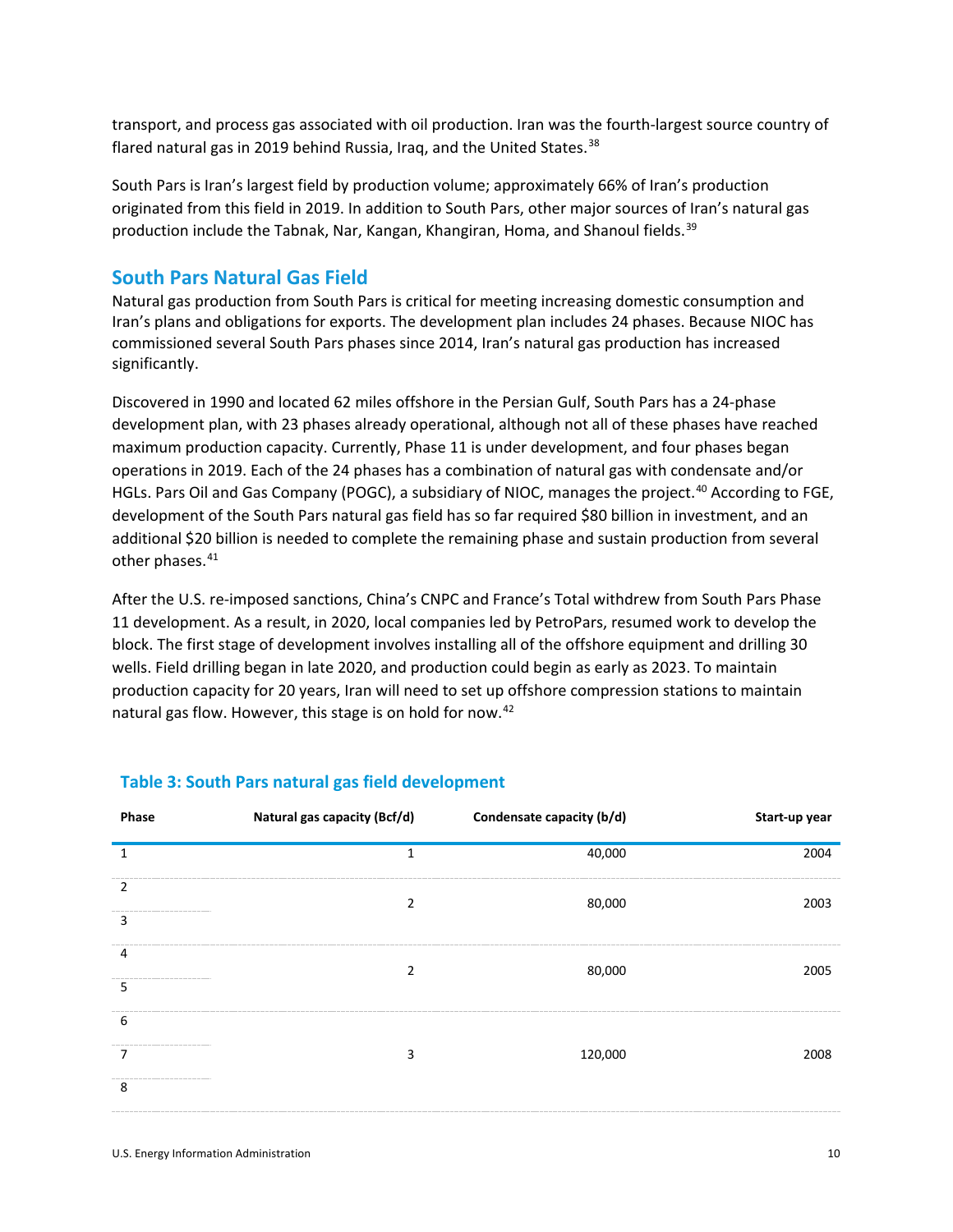transport, and process gas associated with oil production. Iran was the fourth-largest source country of flared natural gas in 2019 behind Russia, Iraq, and the United States.[38]

South Pars is Iran's largest field by production volume; approximately 66% of Iran's production originated from this field in 2019. In addition to South Pars, other major sources of Iran's natural gas production include the Tabnak, Nar, Kangan, Khangiran, Homa, and Shanoul fields.[39]

## South Pars Natural Gas Field

Natural gas production from South Pars is critical for meeting increasing domestic consumption and Iran's plans and obligations for exports. The development plan includes 24 phases. Because NIOC has commissioned several South Pars phases since 2014, Iran's natural gas production has increased significantly.

Discovered in 1990 and located 62 miles offshore in the Persian Gulf, South Pars has a 24-phase development plan, with 23 phases already operational, although not all of these phases have reached maximum production capacity. Currently, Phase 11 is under development, and four phases began operations in 2019. Each of the 24 phases has a combination of natural gas with condensate and/or HGLs. Pars Oil and Gas Company (POGC), a subsidiary of NIOC, manages the project.[40] According to FGE, development of the South Pars natural gas field has so far required $80 billion in investment, and an additional $20 billion is needed to complete the remaining phase and sustain production from several other phases.[41]

After the U.S. re-imposed sanctions, China's CNPC and France's Total withdrew from South Pars Phase 11 development. As a result, in 2020, local companies led by PetroPars, resumed work to develop the block. The first stage of development involves installing all of the offshore equipment and drilling 30 wells. Field drilling began in late 2020, and production could begin as early as 2023. To maintain production capacity for 20 years, Iran will need to set up offshore compression stations to maintain natural gas flow. However, this stage is on hold for now.[42]

### Table 3: South Pars natural gas field development

| Phase | Natural gas capacity (Bcf/d) | Condensate capacity (b/d) | Start-up year |
|---|---|---|---|
| 1 | 1 | 40,000 | 2004 |
| 2 | 2 | 80,000 | 2003 |
| 3 | | | |
| 4 | 2 | 80,000 | 2005 |
| 5 | | | |
| 6 | 3 | 120,000 | 2008 |
| 7 | | | |
| 8 | | | |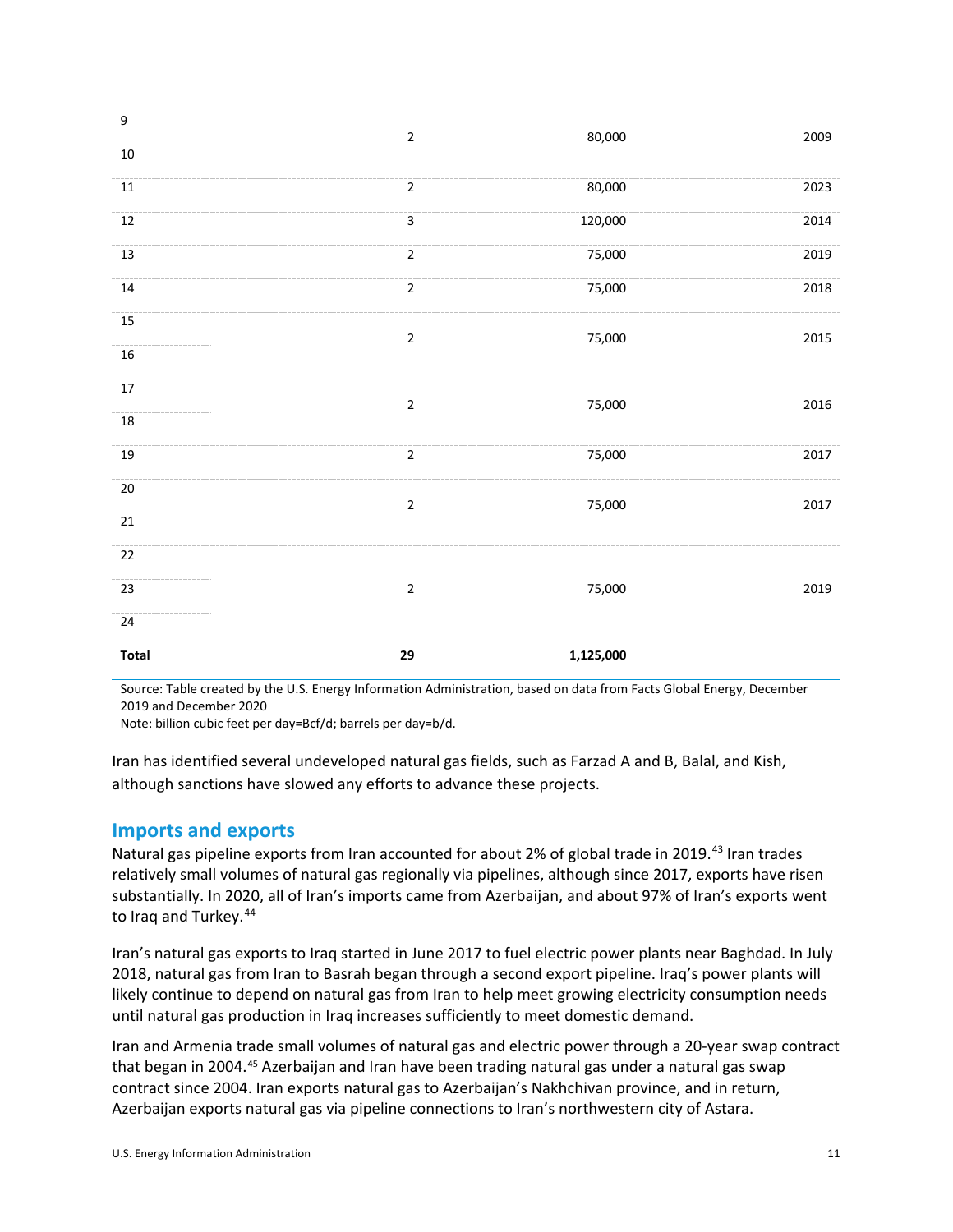| | | | |
|---|---|---|---|
| 9<br>10 | 2 | 80,000 | 2009 |
| 11 | 2 | 80,000 | 2023 |
| 12 | 3 | 120,000 | 2014 |
| 13 | 2 | 75,000 | 2019 |
| 14 | 2 | 75,000 | 2018 |
| 15<br>16 | 2 | 75,000 | 2015 |
| 17<br>18 | 2 | 75,000 | 2016 |
| 19 | 2 | 75,000 | 2017 |
| 20<br>21 | 2 | 75,000 | 2017 |
| 22<br>23<br>24 | 2 | 75,000 | 2019 |
| **Total** | **29** | **1,125,000** | |

Source: Table created by the U.S. Energy Information Administration, based on data from Facts Global Energy, December 2019 and December 2020
Note: billion cubic feet per day=Bcf/d; barrels per day=b/d.

Iran has identified several undeveloped natural gas fields, such as Farzad A and B, Balal, and Kish, although sanctions have slowed any efforts to advance these projects.

## Imports and exports

Natural gas pipeline exports from Iran accounted for about 2% of global trade in 2019.[43] Iran trades relatively small volumes of natural gas regionally via pipelines, although since 2017, exports have risen substantially. In 2020, all of Iran's imports came from Azerbaijan, and about 97% of Iran's exports went to Iraq and Turkey.[44]

Iran's natural gas exports to Iraq started in June 2017 to fuel electric power plants near Baghdad. In July 2018, natural gas from Iran to Basrah began through a second export pipeline. Iraq's power plants will likely continue to depend on natural gas from Iran to help meet growing electricity consumption needs until natural gas production in Iraq increases sufficiently to meet domestic demand.

Iran and Armenia trade small volumes of natural gas and electric power through a 20-year swap contract that began in 2004.[45] Azerbaijan and Iran have been trading natural gas under a natural gas swap contract since 2004. Iran exports natural gas to Azerbaijan's Nakhchivan province, and in return, Azerbaijan exports natural gas via pipeline connections to Iran's northwestern city of Astara.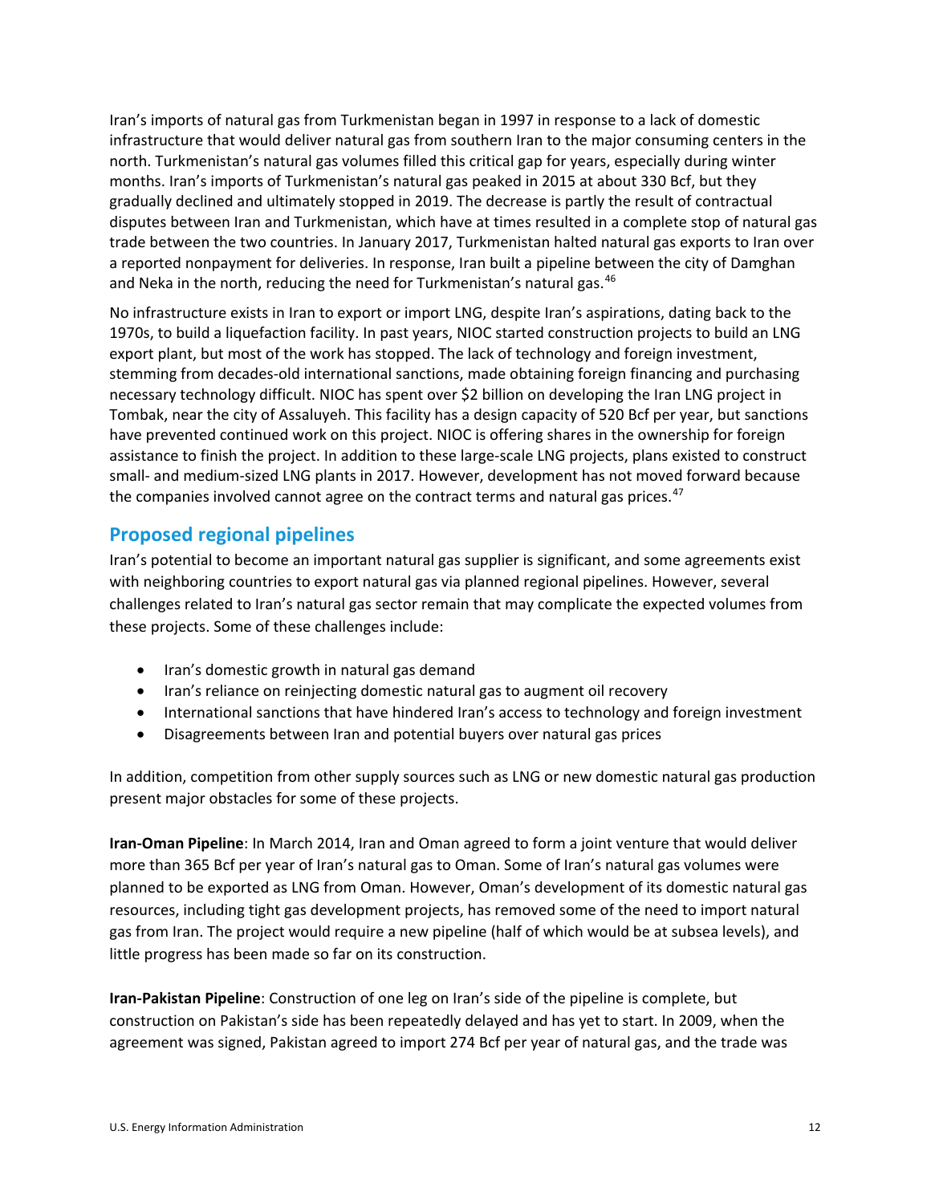Iran's imports of natural gas from Turkmenistan began in 1997 in response to a lack of domestic infrastructure that would deliver natural gas from southern Iran to the major consuming centers in the north. Turkmenistan's natural gas volumes filled this critical gap for years, especially during winter months. Iran's imports of Turkmenistan's natural gas peaked in 2015 at about 330 Bcf, but they gradually declined and ultimately stopped in 2019. The decrease is partly the result of contractual disputes between Iran and Turkmenistan, which have at times resulted in a complete stop of natural gas trade between the two countries. In January 2017, Turkmenistan halted natural gas exports to Iran over a reported nonpayment for deliveries. In response, Iran built a pipeline between the city of Damghan and Neka in the north, reducing the need for Turkmenistan's natural gas.[46]

No infrastructure exists in Iran to export or import LNG, despite Iran's aspirations, dating back to the 1970s, to build a liquefaction facility. In past years, NIOC started construction projects to build an LNG export plant, but most of the work has stopped. The lack of technology and foreign investment, stemming from decades-old international sanctions, made obtaining foreign financing and purchasing necessary technology difficult. NIOC has spent over $2 billion on developing the Iran LNG project in Tombak, near the city of Assaluyeh. This facility has a design capacity of 520 Bcf per year, but sanctions have prevented continued work on this project. NIOC is offering shares in the ownership for foreign assistance to finish the project. In addition to these large-scale LNG projects, plans existed to construct small- and medium-sized LNG plants in 2017. However, development has not moved forward because the companies involved cannot agree on the contract terms and natural gas prices.[47]

## Proposed regional pipelines

Iran's potential to become an important natural gas supplier is significant, and some agreements exist with neighboring countries to export natural gas via planned regional pipelines. However, several challenges related to Iran's natural gas sector remain that may complicate the expected volumes from these projects. Some of these challenges include:

- Iran's domestic growth in natural gas demand
- Iran's reliance on reinjecting domestic natural gas to augment oil recovery
- International sanctions that have hindered Iran's access to technology and foreign investment
- Disagreements between Iran and potential buyers over natural gas prices

In addition, competition from other supply sources such as LNG or new domestic natural gas production present major obstacles for some of these projects.

**Iran-Oman Pipeline**: In March 2014, Iran and Oman agreed to form a joint venture that would deliver more than 365 Bcf per year of Iran's natural gas to Oman. Some of Iran's natural gas volumes were planned to be exported as LNG from Oman. However, Oman's development of its domestic natural gas resources, including tight gas development projects, has removed some of the need to import natural gas from Iran. The project would require a new pipeline (half of which would be at subsea levels), and little progress has been made so far on its construction.

**Iran-Pakistan Pipeline**: Construction of one leg on Iran's side of the pipeline is complete, but construction on Pakistan's side has been repeatedly delayed and has yet to start. In 2009, when the agreement was signed, Pakistan agreed to import 274 Bcf per year of natural gas, and the trade was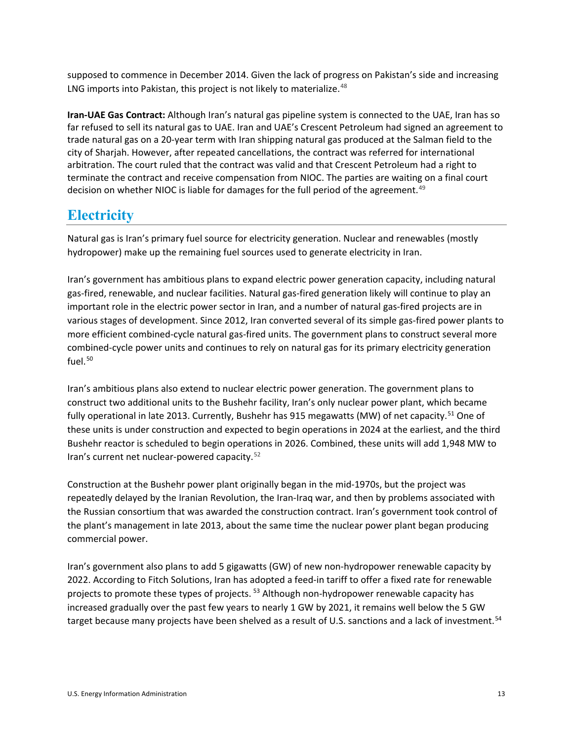supposed to commence in December 2014. Given the lack of progress on Pakistan's side and increasing LNG imports into Pakistan, this project is not likely to materialize.[48]

**Iran-UAE Gas Contract:** Although Iran's natural gas pipeline system is connected to the UAE, Iran has so far refused to sell its natural gas to UAE. Iran and UAE's Crescent Petroleum had signed an agreement to trade natural gas on a 20-year term with Iran shipping natural gas produced at the Salman field to the city of Sharjah. However, after repeated cancellations, the contract was referred for international arbitration. The court ruled that the contract was valid and that Crescent Petroleum had a right to terminate the contract and receive compensation from NIOC. The parties are waiting on a final court decision on whether NIOC is liable for damages for the full period of the agreement.[49]

## Electricity

Natural gas is Iran's primary fuel source for electricity generation. Nuclear and renewables (mostly hydropower) make up the remaining fuel sources used to generate electricity in Iran.

Iran's government has ambitious plans to expand electric power generation capacity, including natural gas-fired, renewable, and nuclear facilities. Natural gas-fired generation likely will continue to play an important role in the electric power sector in Iran, and a number of natural gas-fired projects are in various stages of development. Since 2012, Iran converted several of its simple gas-fired power plants to more efficient combined-cycle natural gas-fired units. The government plans to construct several more combined-cycle power units and continues to rely on natural gas for its primary electricity generation fuel.[50]

Iran's ambitious plans also extend to nuclear electric power generation. The government plans to construct two additional units to the Bushehr facility, Iran's only nuclear power plant, which became fully operational in late 2013. Currently, Bushehr has 915 megawatts (MW) of net capacity.[51] One of these units is under construction and expected to begin operations in 2024 at the earliest, and the third Bushehr reactor is scheduled to begin operations in 2026. Combined, these units will add 1,948 MW to Iran's current net nuclear-powered capacity.[52]

Construction at the Bushehr power plant originally began in the mid-1970s, but the project was repeatedly delayed by the Iranian Revolution, the Iran-Iraq war, and then by problems associated with the Russian consortium that was awarded the construction contract. Iran's government took control of the plant's management in late 2013, about the same time the nuclear power plant began producing commercial power.

Iran's government also plans to add 5 gigawatts (GW) of new non-hydropower renewable capacity by 2022. According to Fitch Solutions, Iran has adopted a feed-in tariff to offer a fixed rate for renewable projects to promote these types of projects.[53] Although non-hydropower renewable capacity has increased gradually over the past few years to nearly 1 GW by 2021, it remains well below the 5 GW target because many projects have been shelved as a result of U.S. sanctions and a lack of investment.[54]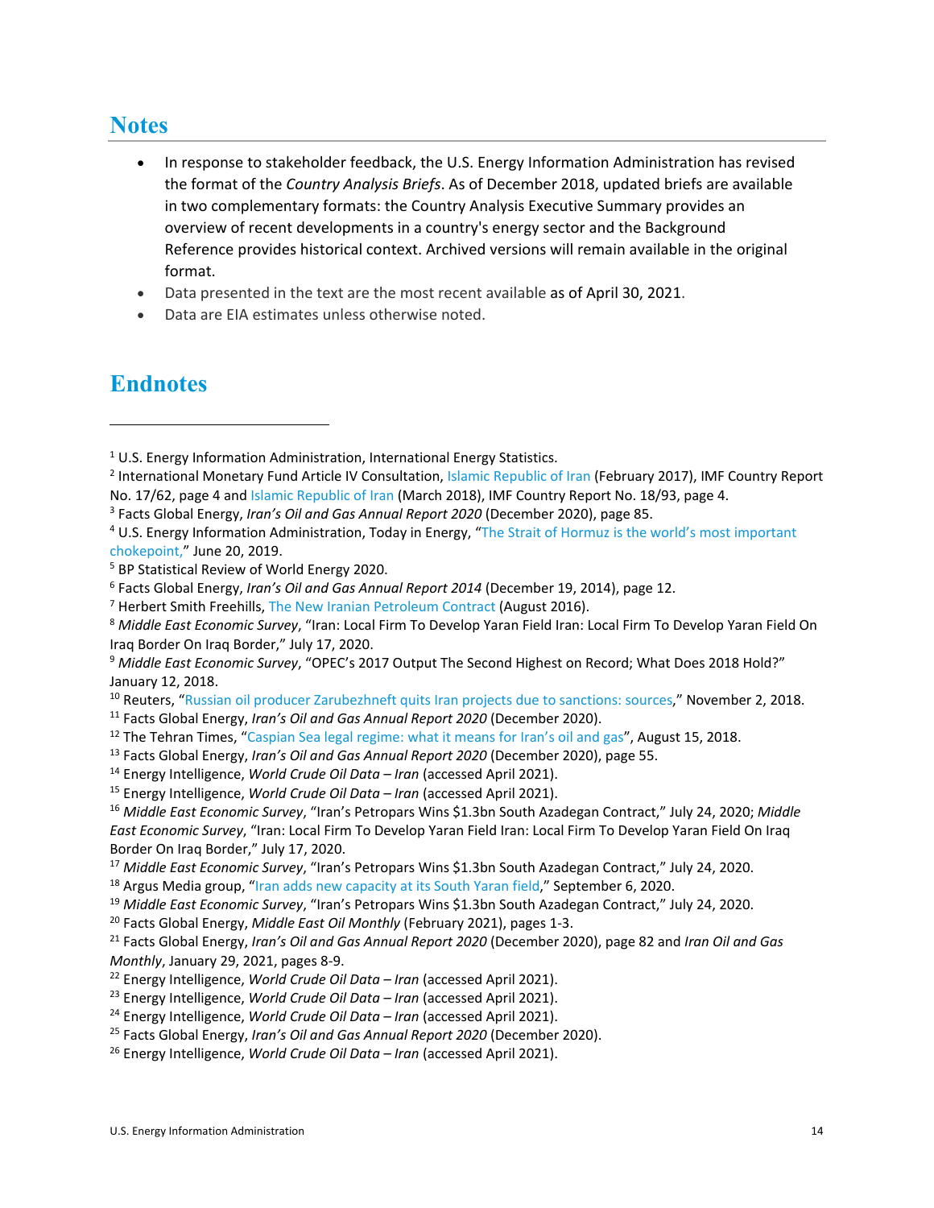## Notes

- In response to stakeholder feedback, the U.S. Energy Information Administration has revised the format of the *Country Analysis Briefs*. As of December 2018, updated briefs are available in two complementary formats: the Country Analysis Executive Summary provides an overview of recent developments in a country's energy sector and the Background Reference provides historical context. Archived versions will remain available in the original format.
- Data presented in the text are the most recent available as of April 30, 2021.
- Data are EIA estimates unless otherwise noted.

## Endnotes

[1] U.S. Energy Information Administration, International Energy Statistics.

[2] International Monetary Fund Article IV Consultation, Islamic Republic of Iran (February 2017), IMF Country Report No. 17/62, page 4 and Islamic Republic of Iran (March 2018), IMF Country Report No. 18/93, page 4.

[3] Facts Global Energy, *Iran's Oil and Gas Annual Report 2020* (December 2020), page 85.

[4] U.S. Energy Information Administration, Today in Energy, "The Strait of Hormuz is the world's most important chokepoint," June 20, 2019.

[5] BP Statistical Review of World Energy 2020.

[6] Facts Global Energy, *Iran's Oil and Gas Annual Report 2014* (December 19, 2014), page 12.

[7] Herbert Smith Freehills, The New Iranian Petroleum Contract (August 2016).

[8] *Middle East Economic Survey*, "Iran: Local Firm To Develop Yaran Field Iran: Local Firm To Develop Yaran Field On Iraq Border On Iraq Border," July 17, 2020.

[9] *Middle East Economic Survey*, "OPEC's 2017 Output The Second Highest on Record; What Does 2018 Hold?" January 12, 2018.

[10] Reuters, "Russian oil producer Zarubezhneft quits Iran projects due to sanctions: sources," November 2, 2018.

[11] Facts Global Energy, *Iran's Oil and Gas Annual Report 2020* (December 2020).

[12] The Tehran Times, "Caspian Sea legal regime: what it means for Iran's oil and gas", August 15, 2018.

[13] Facts Global Energy, *Iran's Oil and Gas Annual Report 2020* (December 2020), page 55.

[14] Energy Intelligence, *World Crude Oil Data – Iran* (accessed April 2021).

[15] Energy Intelligence, *World Crude Oil Data – Iran* (accessed April 2021).

[16] *Middle East Economic Survey*, "Iran's Petropars Wins $1.3bn South Azadegan Contract," July 24, 2020; *Middle East Economic Survey*, "Iran: Local Firm To Develop Yaran Field Iran: Local Firm To Develop Yaran Field On Iraq Border On Iraq Border," July 17, 2020.

[17] *Middle East Economic Survey*, "Iran's Petropars Wins $1.3bn South Azadegan Contract," July 24, 2020.

[18] Argus Media group, "Iran adds new capacity at its South Yaran field," September 6, 2020.

[19] *Middle East Economic Survey*, "Iran's Petropars Wins $1.3bn South Azadegan Contract," July 24, 2020.

[20] Facts Global Energy, *Middle East Oil Monthly* (February 2021), pages 1-3.

[21] Facts Global Energy, *Iran's Oil and Gas Annual Report 2020* (December 2020), page 82 and *Iran Oil and Gas Monthly*, January 29, 2021, pages 8-9.

[22] Energy Intelligence, *World Crude Oil Data – Iran* (accessed April 2021).

[23] Energy Intelligence, *World Crude Oil Data – Iran* (accessed April 2021).

[24] Energy Intelligence, *World Crude Oil Data – Iran* (accessed April 2021).

[25] Facts Global Energy, *Iran's Oil and Gas Annual Report 2020* (December 2020).

[26] Energy Intelligence, *World Crude Oil Data – Iran* (accessed April 2021).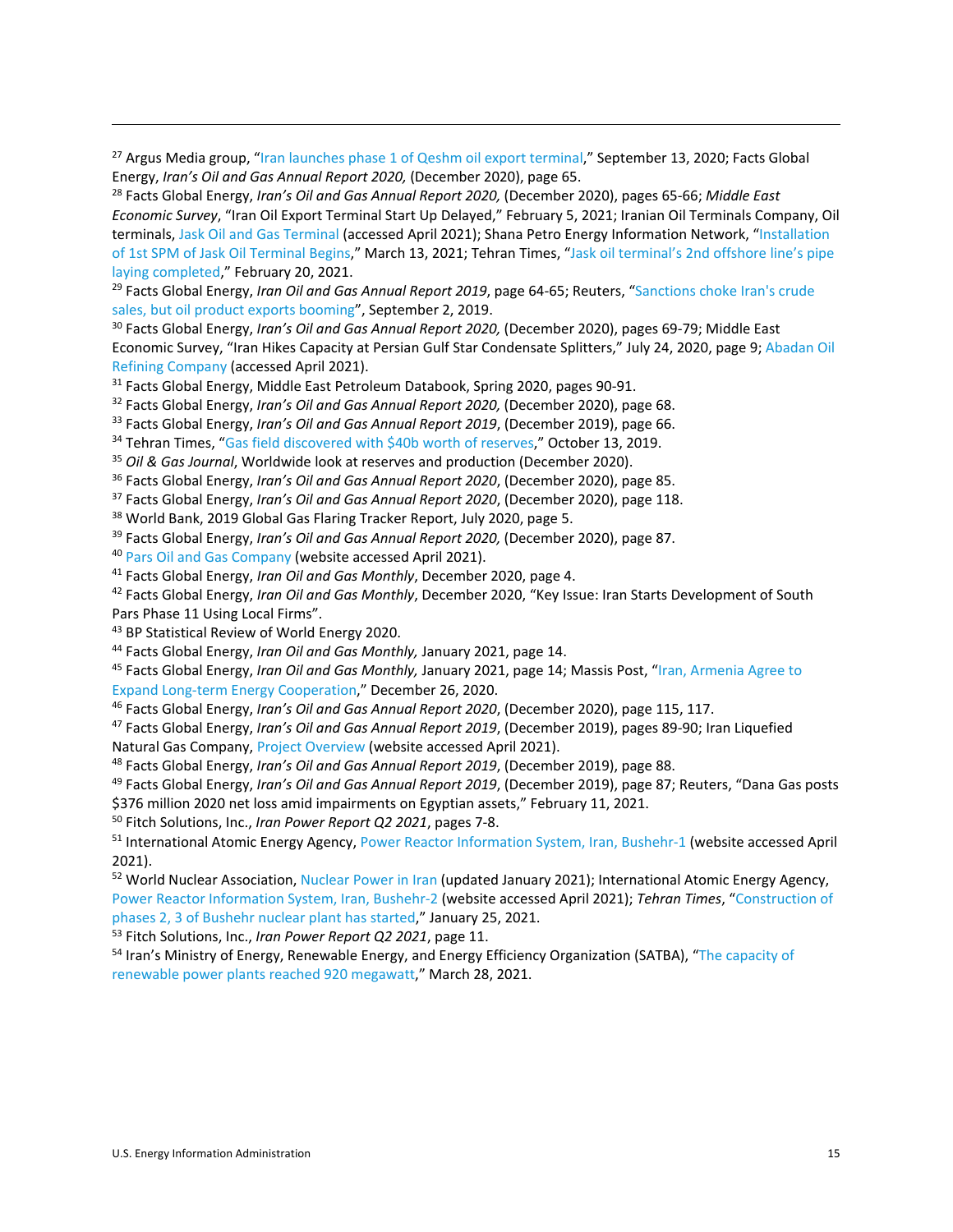[27] Argus Media group, "Iran launches phase 1 of Qeshm oil export terminal," September 13, 2020; Facts Global Energy, *Iran's Oil and Gas Annual Report 2020,* (December 2020), page 65.

[28] Facts Global Energy, *Iran's Oil and Gas Annual Report 2020,* (December 2020), pages 65-66; *Middle East Economic Survey*, "Iran Oil Export Terminal Start Up Delayed," February 5, 2021; Iranian Oil Terminals Company, Oil terminals, Jask Oil and Gas Terminal (accessed April 2021); Shana Petro Energy Information Network, "Installation of 1st SPM of Jask Oil Terminal Begins," March 13, 2021; Tehran Times, "Jask oil terminal's 2nd offshore line's pipe laying completed," February 20, 2021.

[29] Facts Global Energy, *Iran Oil and Gas Annual Report 2019*, page 64-65; Reuters, "Sanctions choke Iran's crude sales, but oil product exports booming", September 2, 2019.

[30] Facts Global Energy, *Iran's Oil and Gas Annual Report 2020,* (December 2020), pages 69-79; Middle East Economic Survey, "Iran Hikes Capacity at Persian Gulf Star Condensate Splitters," July 24, 2020, page 9; Abadan Oil Refining Company (accessed April 2021).

[31] Facts Global Energy, Middle East Petroleum Databook, Spring 2020, pages 90-91.

[32] Facts Global Energy, *Iran's Oil and Gas Annual Report 2020,* (December 2020), page 68.

[33] Facts Global Energy, *Iran's Oil and Gas Annual Report 2019*, (December 2019), page 66.

[34] Tehran Times, "Gas field discovered with $40b worth of reserves," October 13, 2019.

[35] *Oil & Gas Journal*, Worldwide look at reserves and production (December 2020).

[36] Facts Global Energy, *Iran's Oil and Gas Annual Report 2020*, (December 2020), page 85.

[37] Facts Global Energy, *Iran's Oil and Gas Annual Report 2020*, (December 2020), page 118.

[38] World Bank, 2019 Global Gas Flaring Tracker Report, July 2020, page 5.

[39] Facts Global Energy, *Iran's Oil and Gas Annual Report 2020,* (December 2020), page 87.

[40] Pars Oil and Gas Company (website accessed April 2021).

[41] Facts Global Energy, *Iran Oil and Gas Monthly*, December 2020, page 4.

[42] Facts Global Energy, *Iran Oil and Gas Monthly*, December 2020, "Key Issue: Iran Starts Development of South Pars Phase 11 Using Local Firms".

[43] BP Statistical Review of World Energy 2020.

[44] Facts Global Energy, *Iran Oil and Gas Monthly,* January 2021, page 14.

[45] Facts Global Energy, *Iran Oil and Gas Monthly,* January 2021, page 14; Massis Post, "Iran, Armenia Agree to Expand Long-term Energy Cooperation," December 26, 2020.

[46] Facts Global Energy, *Iran's Oil and Gas Annual Report 2020*, (December 2020), page 115, 117.

[47] Facts Global Energy, *Iran's Oil and Gas Annual Report 2019*, (December 2019), pages 89-90; Iran Liquefied Natural Gas Company, Project Overview (website accessed April 2021).

[48] Facts Global Energy, *Iran's Oil and Gas Annual Report 2019*, (December 2019), page 88.

[49] Facts Global Energy, *Iran's Oil and Gas Annual Report 2019*, (December 2019), page 87; Reuters, "Dana Gas posts $376 million 2020 net loss amid impairments on Egyptian assets," February 11, 2021.

[50] Fitch Solutions, Inc., *Iran Power Report Q2 2021*, pages 7-8.

[51] International Atomic Energy Agency, Power Reactor Information System, Iran, Bushehr-1 (website accessed April 2021).

[52] World Nuclear Association, Nuclear Power in Iran (updated January 2021); International Atomic Energy Agency, Power Reactor Information System, Iran, Bushehr-2 (website accessed April 2021); *Tehran Times*, "Construction of phases 2, 3 of Bushehr nuclear plant has started," January 25, 2021.

[53] Fitch Solutions, Inc., *Iran Power Report Q2 2021*, page 11.

[54] Iran's Ministry of Energy, Renewable Energy, and Energy Efficiency Organization (SATBA), "The capacity of renewable power plants reached 920 megawatt," March 28, 2021.